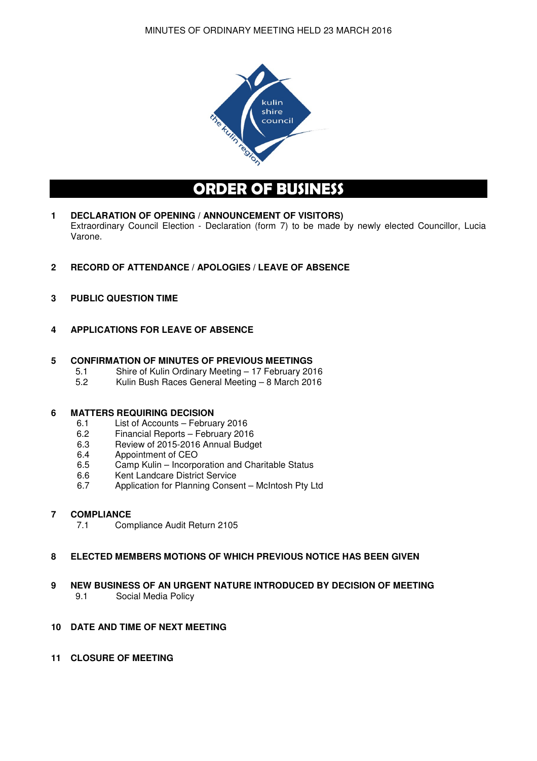# ORDER OF BUSINESS

**1 DECLARATION OF OPENING / ANNOUNCEMENT OF VISITORS)**

Extraordinary Council Election - Declaration (form 7) to be made by newly elected Councillor, Lucia Varone.

**2 RECORD OF ATTENDANCE / APOLOGIES / LEAVE OF ABSENCE**

**3 PUBLIC QUESTION TIME**

**4 APPLICATIONS FOR LEAVE OF ABSENCE**

**5 CONFIRMATION OF MINUTES OF PREVIOUS MEETINGS**

- 5.1 Shire of Kulin Ordinary Meeting – 17 February 2016
- 5.2 Kulin Bush Races General Meeting – 8 March 2016

**6 MATTERS REQUIRING DECISION**

- 6.1 List of Accounts – February 2016
- 6.2 Financial Reports – February 2016
- 6.3 Review of 2015-2016 Annual Budget
- 6.4 Appointment of CEO
- 6.5 Camp Kulin – Incorporation and Charitable Status
- 6.6 Kent Landcare District Service
- 6.7 Application for Planning Consent – McIntosh Pty Ltd

**7 COMPLIANCE**

- 7.1 Compliance Audit Return 2105

**8 ELECTED MEMBERS MOTIONS OF WHICH PREVIOUS NOTICE HAS BEEN GIVEN**

**9 NEW BUSINESS OF AN URGENT NATURE INTRODUCED BY DECISION OF MEETING**

- 9.1 Social Media Policy

**10 DATE AND TIME OF NEXT MEETING**

**11 CLOSURE OF MEETING**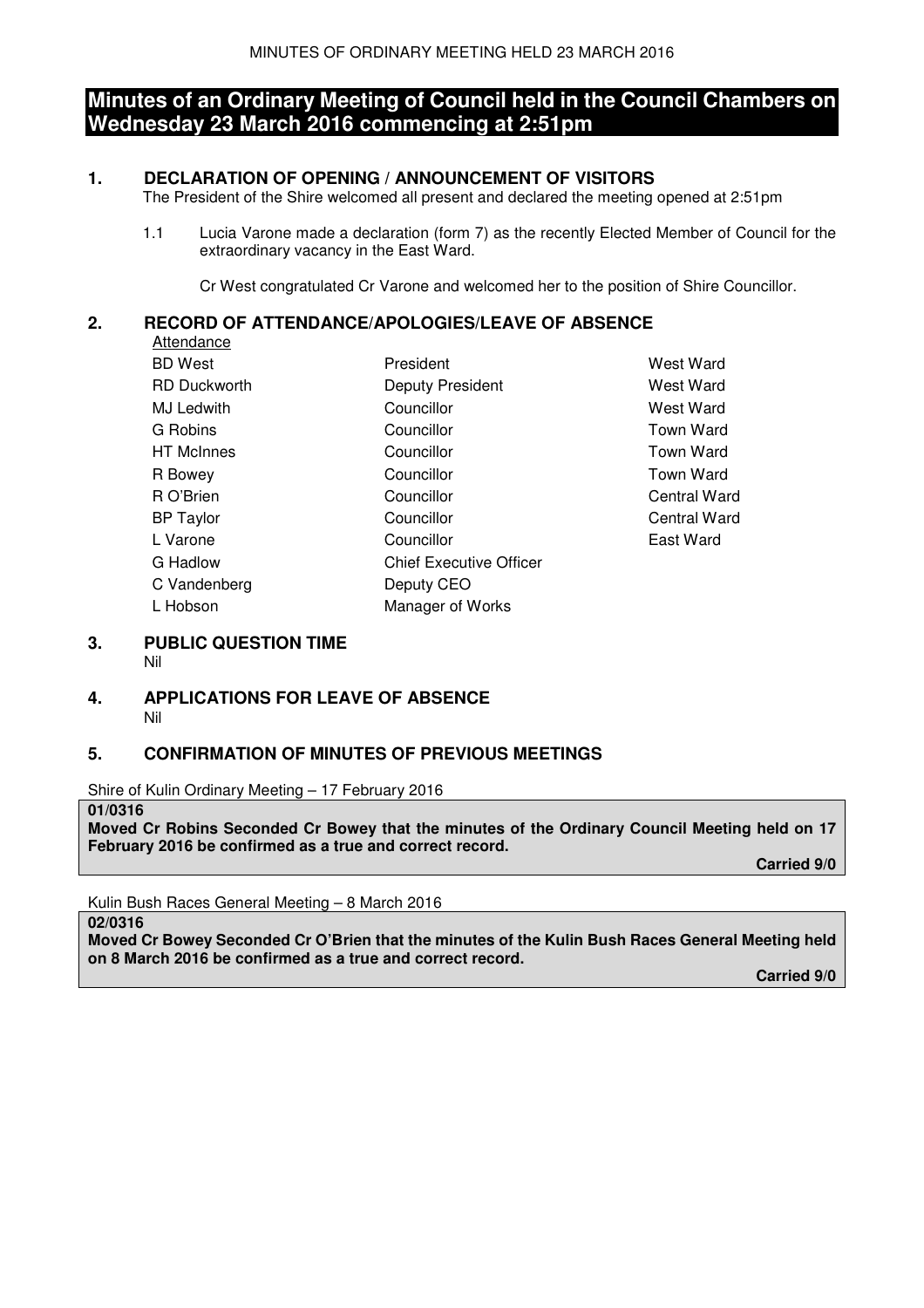# Minutes of an Ordinary Meeting of Council held in the Council Chambers on Wednesday 23 March 2016 commencing at 2:51pm

## 1. DECLARATION OF OPENING / ANNOUNCEMENT OF VISITORS

The President of the Shire welcomed all present and declared the meeting opened at 2:51pm

1.1 Lucia Varone made a declaration (form 7) as the recently Elected Member of Council for the extraordinary vacancy in the East Ward.

Cr West congratulated Cr Varone and welcomed her to the position of Shire Councillor.

## 2. RECORD OF ATTENDANCE/APOLOGIES/LEAVE OF ABSENCE

Attendance

| | | |
|---|---|---|
| BD West | President | West Ward |
| RD Duckworth | Deputy President | West Ward |
| MJ Ledwith | Councillor | West Ward |
| G Robins | Councillor | Town Ward |
| HT McInnes | Councillor | Town Ward |
| R Bowey | Councillor | Town Ward |
| R O'Brien | Councillor | Central Ward |
| BP Taylor | Councillor | Central Ward |
| L Varone | Councillor | East Ward |
| G Hadlow | Chief Executive Officer | |
| C Vandenberg | Deputy CEO | |
| L Hobson | Manager of Works | |

## 3. PUBLIC QUESTION TIME

Nil

## 4. APPLICATIONS FOR LEAVE OF ABSENCE

Nil

## 5. CONFIRMATION OF MINUTES OF PREVIOUS MEETINGS

Shire of Kulin Ordinary Meeting – 17 February 2016

**01/0316**
**Moved Cr Robins Seconded Cr Bowey that the minutes of the Ordinary Council Meeting held on 17 February 2016 be confirmed as a true and correct record.**

**Carried 9/0**

Kulin Bush Races General Meeting – 8 March 2016

**02/0316**
**Moved Cr Bowey Seconded Cr O'Brien that the minutes of the Kulin Bush Races General Meeting held on 8 March 2016 be confirmed as a true and correct record.**

**Carried 9/0**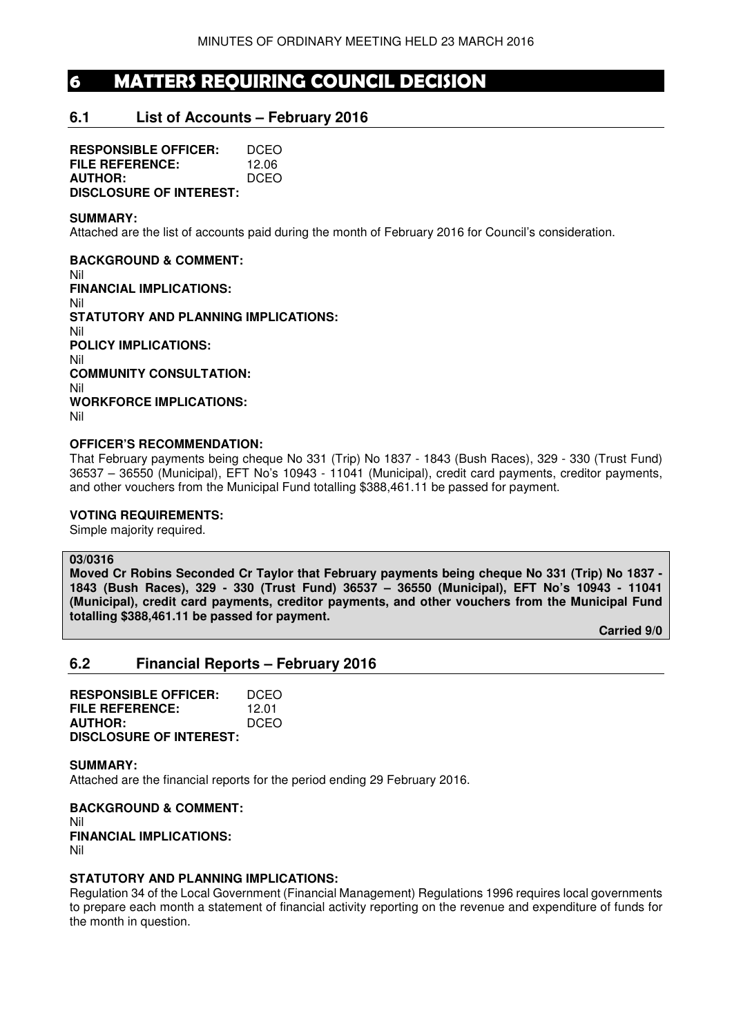# 6 MATTERS REQUIRING COUNCIL DECISION

## 6.1 List of Accounts – February 2016

**RESPONSIBLE OFFICER:** DCEO
**FILE REFERENCE:** 12.06
**AUTHOR:** DCEO
**DISCLOSURE OF INTEREST:**

**SUMMARY:**
Attached are the list of accounts paid during the month of February 2016 for Council's consideration.

**BACKGROUND & COMMENT:**
Nil
**FINANCIAL IMPLICATIONS:**
Nil
**STATUTORY AND PLANNING IMPLICATIONS:**
Nil
**POLICY IMPLICATIONS:**
Nil
**COMMUNITY CONSULTATION:**
Nil
**WORKFORCE IMPLICATIONS:**
Nil

**OFFICER'S RECOMMENDATION:**
That February payments being cheque No 331 (Trip) No 1837 - 1843 (Bush Races), 329 - 330 (Trust Fund) 36537 – 36550 (Municipal), EFT No's 10943 - 11041 (Municipal), credit card payments, creditor payments, and other vouchers from the Municipal Fund totalling $388,461.11 be passed for payment.

**VOTING REQUIREMENTS:**
Simple majority required.

**03/0316**
**Moved Cr Robins Seconded Cr Taylor that February payments being cheque No 331 (Trip) No 1837 - 1843 (Bush Races), 329 - 330 (Trust Fund) 36537 – 36550 (Municipal), EFT No's 10943 - 11041 (Municipal), credit card payments, creditor payments, and other vouchers from the Municipal Fund totalling $388,461.11 be passed for payment.**

**Carried 9/0**

## 6.2 Financial Reports – February 2016

**RESPONSIBLE OFFICER:** DCEO
**FILE REFERENCE:** 12.01
**AUTHOR:** DCEO
**DISCLOSURE OF INTEREST:**

**SUMMARY:**
Attached are the financial reports for the period ending 29 February 2016.

**BACKGROUND & COMMENT:**
Nil
**FINANCIAL IMPLICATIONS:**
Nil

**STATUTORY AND PLANNING IMPLICATIONS:**
Regulation 34 of the Local Government (Financial Management) Regulations 1996 requires local governments to prepare each month a statement of financial activity reporting on the revenue and expenditure of funds for the month in question.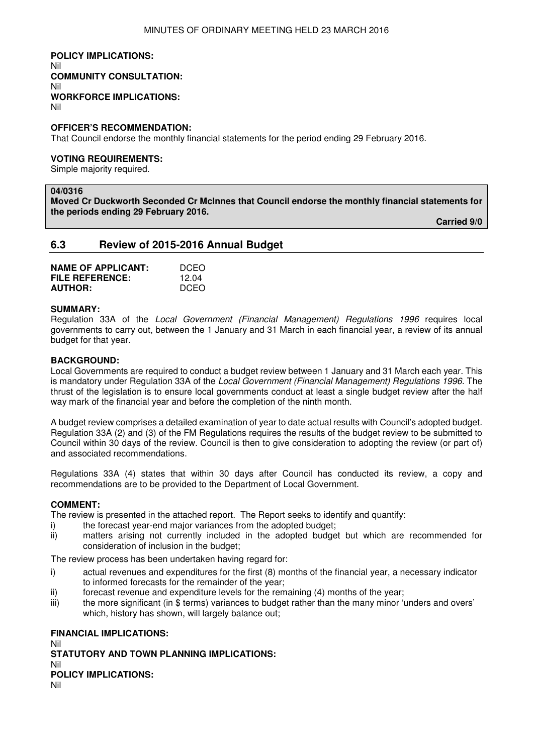**POLICY IMPLICATIONS:**
Nil
**COMMUNITY CONSULTATION:**
Nil
**WORKFORCE IMPLICATIONS:**
Nil

**OFFICER'S RECOMMENDATION:**
That Council endorse the monthly financial statements for the period ending 29 February 2016.

**VOTING REQUIREMENTS:**
Simple majority required.

**04/0316**
**Moved Cr Duckworth Seconded Cr McInnes that Council endorse the monthly financial statements for the periods ending 29 February 2016.**

**Carried 9/0**

## 6.3 Review of 2015-2016 Annual Budget

| | |
|---|---|
| **NAME OF APPLICANT:** | DCEO |
| **FILE REFERENCE:** | 12.04 |
| **AUTHOR:** | DCEO |

**SUMMARY:**
Regulation 33A of the *Local Government (Financial Management) Regulations 1996* requires local governments to carry out, between the 1 January and 31 March in each financial year, a review of its annual budget for that year.

**BACKGROUND:**
Local Governments are required to conduct a budget review between 1 January and 31 March each year. This is mandatory under Regulation 33A of the *Local Government (Financial Management) Regulations 1996*. The thrust of the legislation is to ensure local governments conduct at least a single budget review after the half way mark of the financial year and before the completion of the ninth month.

A budget review comprises a detailed examination of year to date actual results with Council's adopted budget. Regulation 33A (2) and (3) of the FM Regulations requires the results of the budget review to be submitted to Council within 30 days of the review. Council is then to give consideration to adopting the review (or part of) and associated recommendations.

Regulations 33A (4) states that within 30 days after Council has conducted its review, a copy and recommendations are to be provided to the Department of Local Government.

**COMMENT:**
The review is presented in the attached report. The Report seeks to identify and quantify:

i) the forecast year-end major variances from the adopted budget;
ii) matters arising not currently included in the adopted budget but which are recommended for consideration of inclusion in the budget;

The review process has been undertaken having regard for:

i) actual revenues and expenditures for the first (8) months of the financial year, a necessary indicator to informed forecasts for the remainder of the year;
ii) forecast revenue and expenditure levels for the remaining (4) months of the year;
iii) the more significant (in $ terms) variances to budget rather than the many minor 'unders and overs' which, history has shown, will largely balance out;

**FINANCIAL IMPLICATIONS:**
Nil
**STATUTORY AND TOWN PLANNING IMPLICATIONS:**
Nil
**POLICY IMPLICATIONS:**
Nil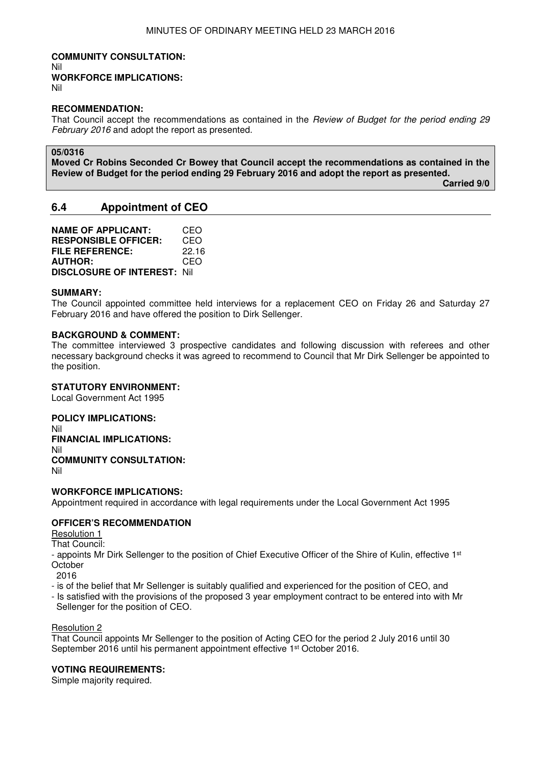**COMMUNITY CONSULTATION:**
Nil
**WORKFORCE IMPLICATIONS:**
Nil

**RECOMMENDATION:**
That Council accept the recommendations as contained in the *Review of Budget for the period ending 29 February 2016* and adopt the report as presented.

**05/0316**
**Moved Cr Robins Seconded Cr Bowey that Council accept the recommendations as contained in the Review of Budget for the period ending 29 February 2016 and adopt the report as presented.**
**Carried 9/0**

## 6.4 Appointment of CEO

**NAME OF APPLICANT:** CEO
**RESPONSIBLE OFFICER:** CEO
**FILE REFERENCE:** 22.16
**AUTHOR:** CEO
**DISCLOSURE OF INTEREST:** Nil

**SUMMARY:**
The Council appointed committee held interviews for a replacement CEO on Friday 26 and Saturday 27 February 2016 and have offered the position to Dirk Sellenger.

**BACKGROUND & COMMENT:**
The committee interviewed 3 prospective candidates and following discussion with referees and other necessary background checks it was agreed to recommend to Council that Mr Dirk Sellenger be appointed to the position.

**STATUTORY ENVIRONMENT:**
Local Government Act 1995

**POLICY IMPLICATIONS:**
Nil
**FINANCIAL IMPLICATIONS:**
Nil
**COMMUNITY CONSULTATION:**
Nil

**WORKFORCE IMPLICATIONS:**
Appointment required in accordance with legal requirements under the Local Government Act 1995

**OFFICER'S RECOMMENDATION**
Resolution 1
That Council:
- appoints Mr Dirk Sellenger to the position of Chief Executive Officer of the Shire of Kulin, effective 1st October 2016
- is of the belief that Mr Sellenger is suitably qualified and experienced for the position of CEO, and
- Is satisfied with the provisions of the proposed 3 year employment contract to be entered into with Mr Sellenger for the position of CEO.

Resolution 2
That Council appoints Mr Sellenger to the position of Acting CEO for the period 2 July 2016 until 30 September 2016 until his permanent appointment effective 1st October 2016.

**VOTING REQUIREMENTS:**
Simple majority required.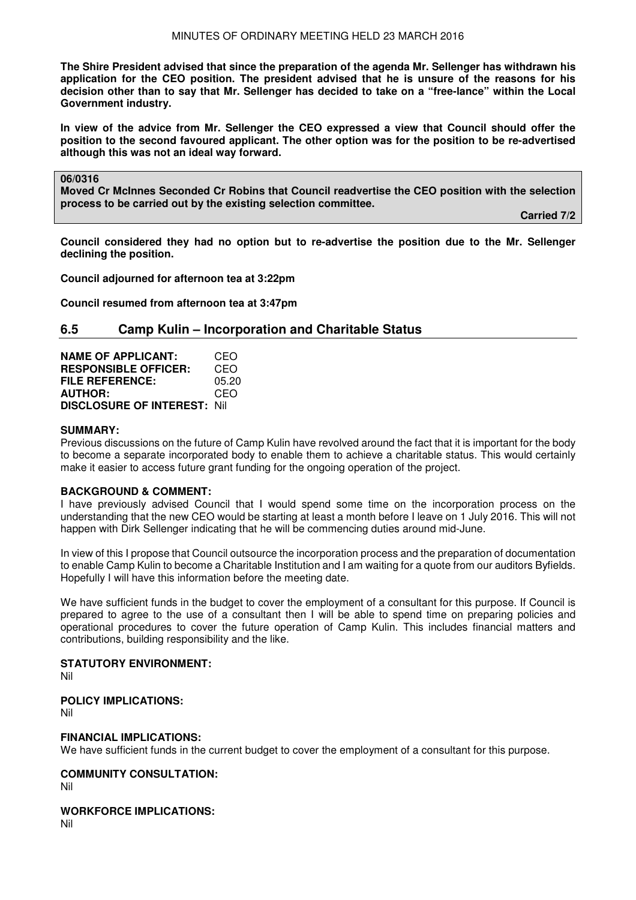**The Shire President advised that since the preparation of the agenda Mr. Sellenger has withdrawn his application for the CEO position. The president advised that he is unsure of the reasons for his decision other than to say that Mr. Sellenger has decided to take on a "free-lance" within the Local Government industry.**

**In view of the advice from Mr. Sellenger the CEO expressed a view that Council should offer the position to the second favoured applicant. The other option was for the position to be re-advertised although this was not an ideal way forward.**

**06/0316**
**Moved Cr McInnes Seconded Cr Robins that Council readvertise the CEO position with the selection process to be carried out by the existing selection committee.**

**Carried 7/2**

**Council considered they had no option but to re-advertise the position due to the Mr. Sellenger declining the position.**

**Council adjourned for afternoon tea at 3:22pm**

**Council resumed from afternoon tea at 3:47pm**

## 6.5 Camp Kulin – Incorporation and Charitable Status

**NAME OF APPLICANT:** CEO
**RESPONSIBLE OFFICER:** CEO
**FILE REFERENCE:** 05.20
**AUTHOR:** CEO
**DISCLOSURE OF INTEREST:** Nil

**SUMMARY:**
Previous discussions on the future of Camp Kulin have revolved around the fact that it is important for the body to become a separate incorporated body to enable them to achieve a charitable status. This would certainly make it easier to access future grant funding for the ongoing operation of the project.

**BACKGROUND & COMMENT:**
I have previously advised Council that I would spend some time on the incorporation process on the understanding that the new CEO would be starting at least a month before I leave on 1 July 2016. This will not happen with Dirk Sellenger indicating that he will be commencing duties around mid-June.

In view of this I propose that Council outsource the incorporation process and the preparation of documentation to enable Camp Kulin to become a Charitable Institution and I am waiting for a quote from our auditors Byfields. Hopefully I will have this information before the meeting date.

We have sufficient funds in the budget to cover the employment of a consultant for this purpose. If Council is prepared to agree to the use of a consultant then I will be able to spend time on preparing policies and operational procedures to cover the future operation of Camp Kulin. This includes financial matters and contributions, building responsibility and the like.

**STATUTORY ENVIRONMENT:**
Nil

**POLICY IMPLICATIONS:**
Nil

**FINANCIAL IMPLICATIONS:**
We have sufficient funds in the current budget to cover the employment of a consultant for this purpose.

**COMMUNITY CONSULTATION:**
Nil

**WORKFORCE IMPLICATIONS:**
Nil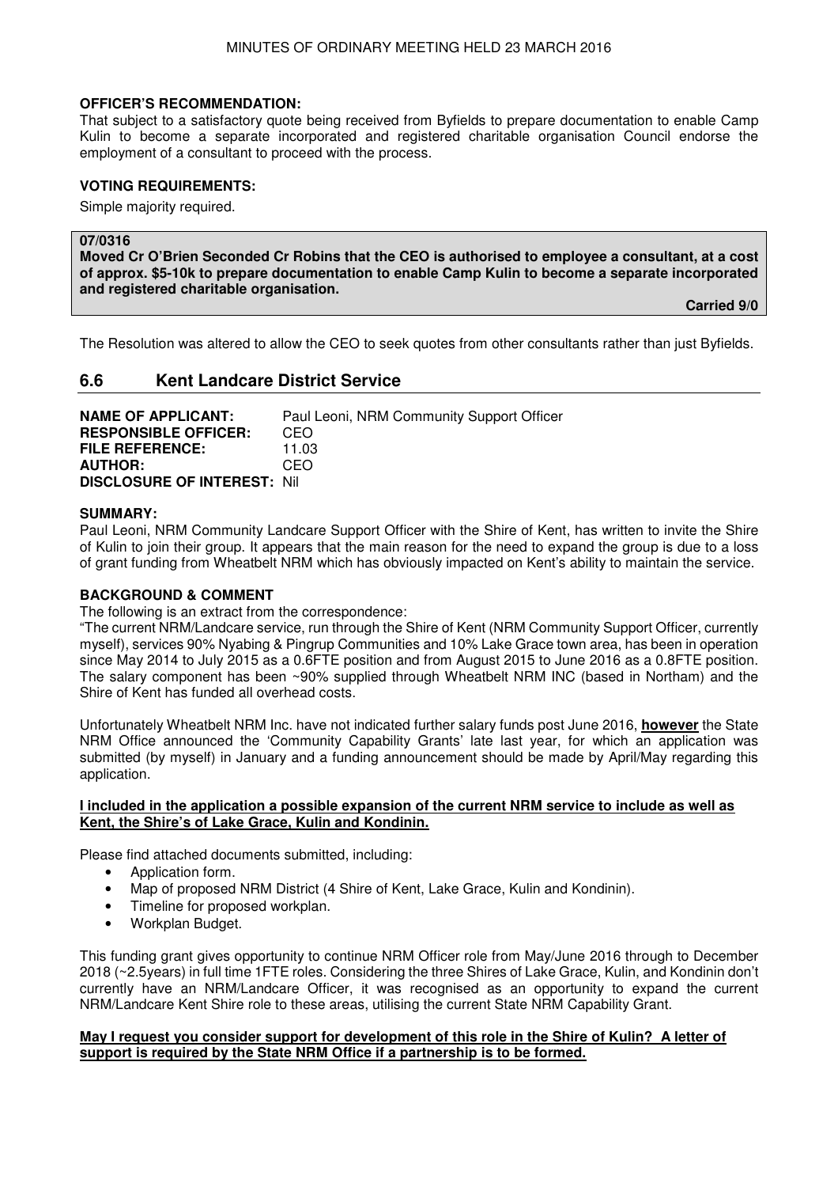**OFFICER'S RECOMMENDATION:**

That subject to a satisfactory quote being received from Byfields to prepare documentation to enable Camp Kulin to become a separate incorporated and registered charitable organisation Council endorse the employment of a consultant to proceed with the process.

**VOTING REQUIREMENTS:**

Simple majority required.

**07/0316**

**Moved Cr O'Brien Seconded Cr Robins that the CEO is authorised to employee a consultant, at a cost of approx. $5-10k to prepare documentation to enable Camp Kulin to become a separate incorporated and registered charitable organisation.**

**Carried 9/0**

The Resolution was altered to allow the CEO to seek quotes from other consultants rather than just Byfields.

## 6.6 Kent Landcare District Service

**NAME OF APPLICANT:** Paul Leoni, NRM Community Support Officer
**RESPONSIBLE OFFICER:** CEO
**FILE REFERENCE:** 11.03
**AUTHOR:** CEO
**DISCLOSURE OF INTEREST:** Nil

**SUMMARY:**

Paul Leoni, NRM Community Landcare Support Officer with the Shire of Kent, has written to invite the Shire of Kulin to join their group. It appears that the main reason for the need to expand the group is due to a loss of grant funding from Wheatbelt NRM which has obviously impacted on Kent's ability to maintain the service.

**BACKGROUND & COMMENT**

The following is an extract from the correspondence:

"The current NRM/Landcare service, run through the Shire of Kent (NRM Community Support Officer, currently myself), services 90% Nyabing & Pingrup Communities and 10% Lake Grace town area, has been in operation since May 2014 to July 2015 as a 0.6FTE position and from August 2015 to June 2016 as a 0.8FTE position. The salary component has been ~90% supplied through Wheatbelt NRM INC (based in Northam) and the Shire of Kent has funded all overhead costs.

Unfortunately Wheatbelt NRM Inc. have not indicated further salary funds post June 2016, **however** the State NRM Office announced the 'Community Capability Grants' late last year, for which an application was submitted (by myself) in January and a funding announcement should be made by April/May regarding this application.

**I included in the application a possible expansion of the current NRM service to include as well as Kent, the Shire's of Lake Grace, Kulin and Kondinin.**

Please find attached documents submitted, including:

- Application form.
- Map of proposed NRM District (4 Shire of Kent, Lake Grace, Kulin and Kondinin).
- Timeline for proposed workplan.
- Workplan Budget.

This funding grant gives opportunity to continue NRM Officer role from May/June 2016 through to December 2018 (~2.5years) in full time 1FTE roles. Considering the three Shires of Lake Grace, Kulin, and Kondinin don't currently have an NRM/Landcare Officer, it was recognised as an opportunity to expand the current NRM/Landcare Kent Shire role to these areas, utilising the current State NRM Capability Grant.

**May I request you consider support for development of this role in the Shire of Kulin? A letter of support is required by the State NRM Office if a partnership is to be formed.**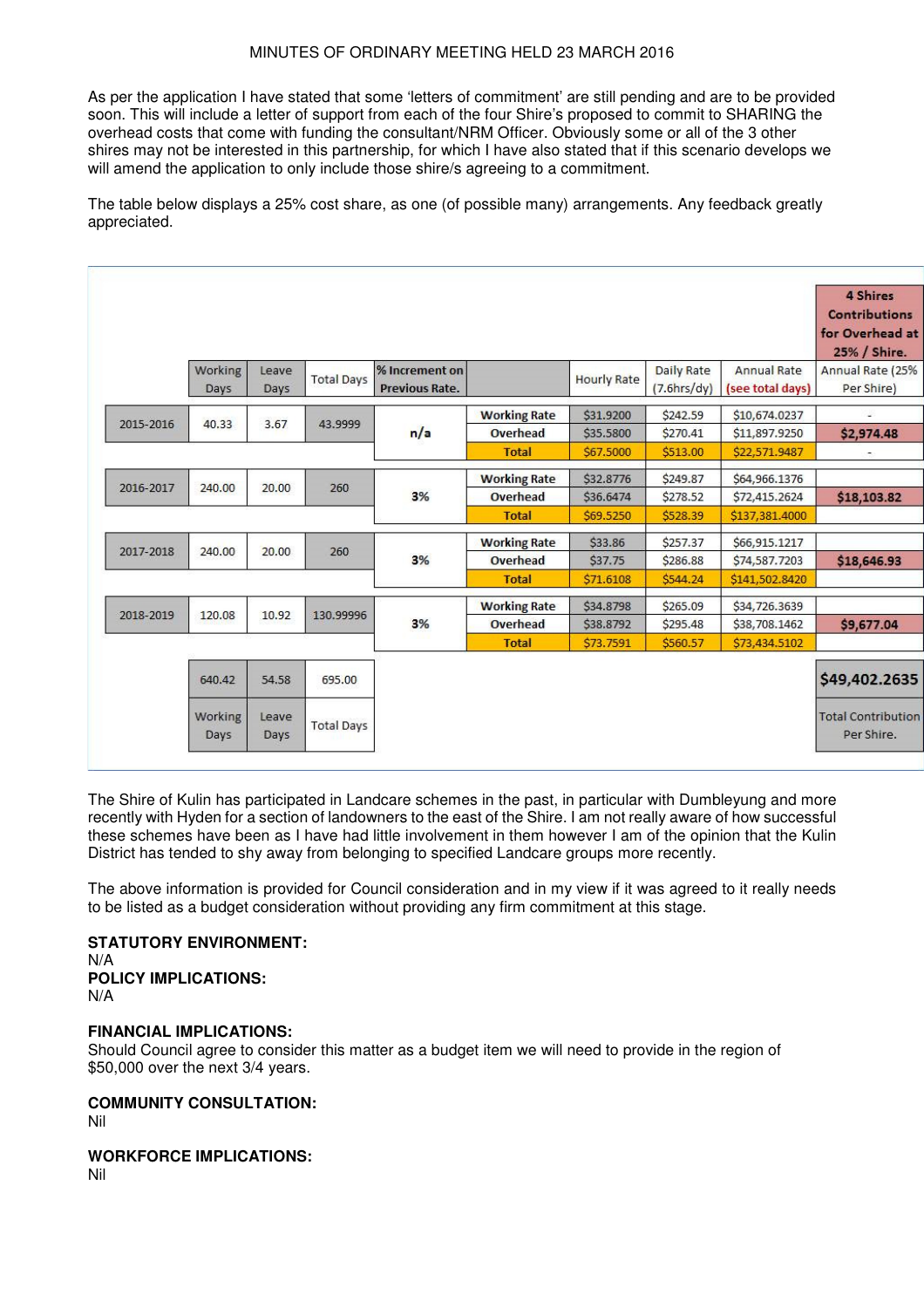As per the application I have stated that some 'letters of commitment' are still pending and are to be provided soon. This will include a letter of support from each of the four Shire's proposed to commit to SHARING the overhead costs that come with funding the consultant/NRM Officer. Obviously some or all of the 3 other shires may not be interested in this partnership, for which I have also stated that if this scenario develops we will amend the application to only include those shire/s agreeing to a commitment.

The table below displays a 25% cost share, as one (of possible many) arrangements. Any feedback greatly appreciated.

| | Working Days | Leave Days | Total Days | % Increment on Previous Rate. | | Hourly Rate | Daily Rate (7.6hrs/dy) | Annual Rate (see total days) | 4 Shires Contributions for Overhead at 25% / Shire. Annual Rate (25% Per Shire) |
|---|---|---|---|---|---|---|---|---|---|
| 2015-2016 | 40.33 | 3.67 | 43.9999 | n/a | Working Rate | $31.9200 | $242.59 | $10,674.0237 | - |
| | | | | | Overhead | $35.5800 | $270.41 | $11,897.9250 | $2,974.48 |
| | | | | | Total | $67.5000 | $513.00 | $22,571.9487 | - |
| 2016-2017 | 240.00 | 20.00 | 260 | 3% | Working Rate | $32.8776 | $249.87 | $64,966.1376 | |
| | | | | | Overhead | $36.6474 | $278.52 | $72,415.2624 | $18,103.82 |
| | | | | | Total | $69.5250 | $528.39 | $137,381.4000 | |
| 2017-2018 | 240.00 | 20.00 | 260 | 3% | Working Rate | $33.86 | $257.37 | $66,915.1217 | |
| | | | | | Overhead | $37.75 | $286.88 | $74,587.7203 | $18,646.93 |
| | | | | | Total | $71.6108 | $544.24 | $141,502.8420 | |
| 2018-2019 | 120.08 | 10.92 | 130.99996 | 3% | Working Rate | $34.8798 | $265.09 | $34,726.3639 | |
| | | | | | Overhead | $38.8792 | $295.48 | $38,708.1462 | $9,677.04 |
| | | | | | Total | $73.7591 | $560.57 | $73,434.5102 | |
| | 640.42 | 54.58 | 695.00 | | | | | | $49,402.2635 |
| | Working Days | Leave Days | Total Days | | | | | | Total Contribution Per Shire. |

The Shire of Kulin has participated in Landcare schemes in the past, in particular with Dumbleyung and more recently with Hyden for a section of landowners to the east of the Shire. I am not really aware of how successful these schemes have been as I have had little involvement in them however I am of the opinion that the Kulin District has tended to shy away from belonging to specified Landcare groups more recently.

The above information is provided for Council consideration and in my view if it was agreed to it really needs to be listed as a budget consideration without providing any firm commitment at this stage.

**STATUTORY ENVIRONMENT:**
N/A

**POLICY IMPLICATIONS:**
N/A

**FINANCIAL IMPLICATIONS:**
Should Council agree to consider this matter as a budget item we will need to provide in the region of $50,000 over the next 3/4 years.

**COMMUNITY CONSULTATION:**
Nil

**WORKFORCE IMPLICATIONS:**
Nil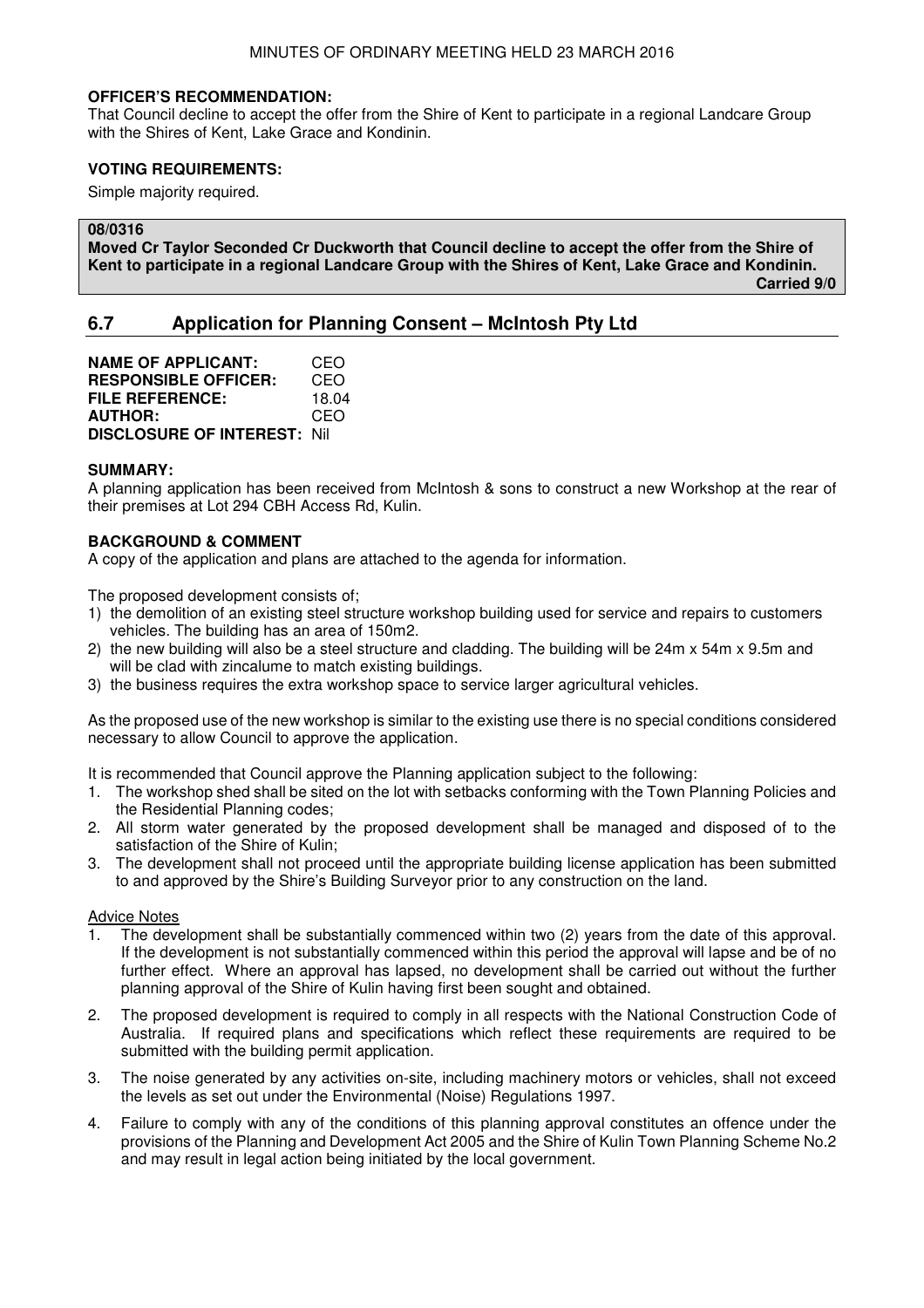**OFFICER'S RECOMMENDATION:**
That Council decline to accept the offer from the Shire of Kent to participate in a regional Landcare Group with the Shires of Kent, Lake Grace and Kondinin.

**VOTING REQUIREMENTS:**

Simple majority required.

**08/0316**
**Moved Cr Taylor Seconded Cr Duckworth that Council decline to accept the offer from the Shire of Kent to participate in a regional Landcare Group with the Shires of Kent, Lake Grace and Kondinin.**
**Carried 9/0**

## 6.7 Application for Planning Consent – McIntosh Pty Ltd

**NAME OF APPLICANT:** CEO
**RESPONSIBLE OFFICER:** CEO
**FILE REFERENCE:** 18.04
**AUTHOR:** CEO
**DISCLOSURE OF INTEREST:** Nil

**SUMMARY:**
A planning application has been received from McIntosh & sons to construct a new Workshop at the rear of their premises at Lot 294 CBH Access Rd, Kulin.

**BACKGROUND & COMMENT**
A copy of the application and plans are attached to the agenda for information.

The proposed development consists of;

1) the demolition of an existing steel structure workshop building used for service and repairs to customers vehicles. The building has an area of 150m2.
2) the new building will also be a steel structure and cladding. The building will be 24m x 54m x 9.5m and will be clad with zincalume to match existing buildings.
3) the business requires the extra workshop space to service larger agricultural vehicles.

As the proposed use of the new workshop is similar to the existing use there is no special conditions considered necessary to allow Council to approve the application.

It is recommended that Council approve the Planning application subject to the following:

1. The workshop shed shall be sited on the lot with setbacks conforming with the Town Planning Policies and the Residential Planning codes;
2. All storm water generated by the proposed development shall be managed and disposed of to the satisfaction of the Shire of Kulin;
3. The development shall not proceed until the appropriate building license application has been submitted to and approved by the Shire's Building Surveyor prior to any construction on the land.

Advice Notes

1. The development shall be substantially commenced within two (2) years from the date of this approval. If the development is not substantially commenced within this period the approval will lapse and be of no further effect. Where an approval has lapsed, no development shall be carried out without the further planning approval of the Shire of Kulin having first been sought and obtained.
2. The proposed development is required to comply in all respects with the National Construction Code of Australia. If required plans and specifications which reflect these requirements are required to be submitted with the building permit application.
3. The noise generated by any activities on-site, including machinery motors or vehicles, shall not exceed the levels as set out under the Environmental (Noise) Regulations 1997.
4. Failure to comply with any of the conditions of this planning approval constitutes an offence under the provisions of the Planning and Development Act 2005 and the Shire of Kulin Town Planning Scheme No.2 and may result in legal action being initiated by the local government.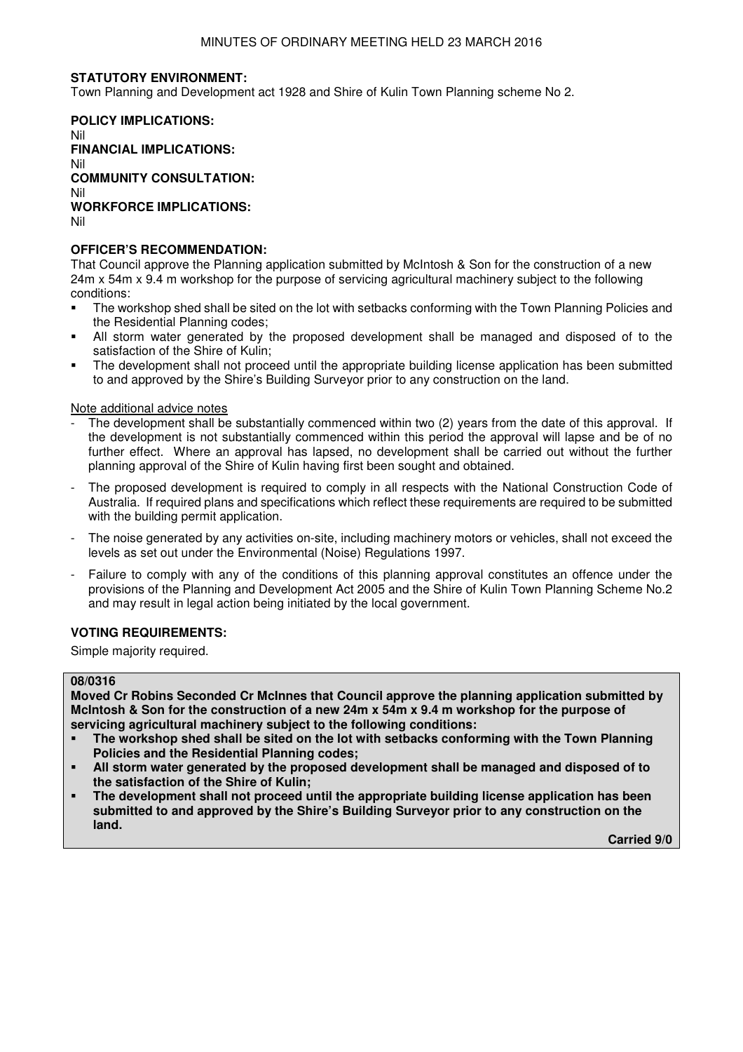**STATUTORY ENVIRONMENT:**
Town Planning and Development act 1928 and Shire of Kulin Town Planning scheme No 2.

**POLICY IMPLICATIONS:**
Nil

**FINANCIAL IMPLICATIONS:**
Nil

**COMMUNITY CONSULTATION:**
Nil

**WORKFORCE IMPLICATIONS:**
Nil

**OFFICER'S RECOMMENDATION:**
That Council approve the Planning application submitted by McIntosh & Son for the construction of a new 24m x 54m x 9.4 m workshop for the purpose of servicing agricultural machinery subject to the following conditions:

- The workshop shed shall be sited on the lot with setbacks conforming with the Town Planning Policies and the Residential Planning codes;
- All storm water generated by the proposed development shall be managed and disposed of to the satisfaction of the Shire of Kulin;
- The development shall not proceed until the appropriate building license application has been submitted to and approved by the Shire's Building Surveyor prior to any construction on the land.

Note additional advice notes

- The development shall be substantially commenced within two (2) years from the date of this approval. If the development is not substantially commenced within this period the approval will lapse and be of no further effect. Where an approval has lapsed, no development shall be carried out without the further planning approval of the Shire of Kulin having first been sought and obtained.
- The proposed development is required to comply in all respects with the National Construction Code of Australia. If required plans and specifications which reflect these requirements are required to be submitted with the building permit application.
- The noise generated by any activities on-site, including machinery motors or vehicles, shall not exceed the levels as set out under the Environmental (Noise) Regulations 1997.
- Failure to comply with any of the conditions of this planning approval constitutes an offence under the provisions of the Planning and Development Act 2005 and the Shire of Kulin Town Planning Scheme No.2 and may result in legal action being initiated by the local government.

**VOTING REQUIREMENTS:**

Simple majority required.

**08/0316**

**Moved Cr Robins Seconded Cr McInnes that Council approve the planning application submitted by McIntosh & Son for the construction of a new 24m x 54m x 9.4m workshop for the purpose of servicing agricultural machinery subject to the following conditions:**

- **The workshop shed shall be sited on the lot with setbacks conforming with the Town Planning Policies and the Residential Planning codes;**
- **All storm water generated by the proposed development shall be managed and disposed of to the satisfaction of the Shire of Kulin;**
- **The development shall not proceed until the appropriate building license application has been submitted to and approved by the Shire's Building Surveyor prior to any construction on the land.**

**Carried 9/0**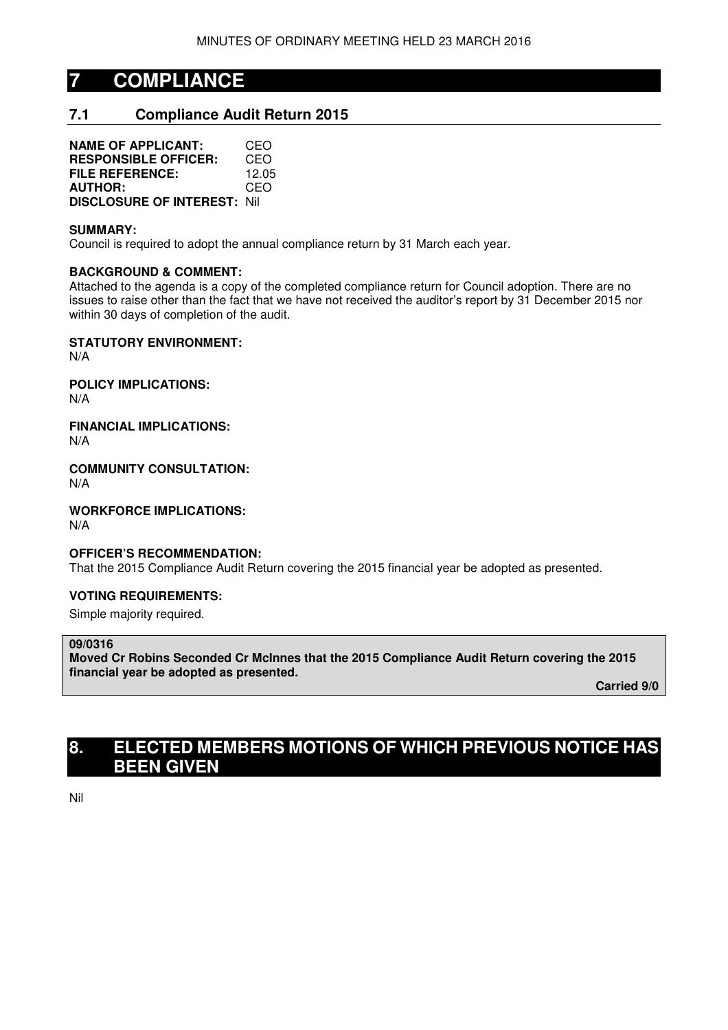# 7 COMPLIANCE

## 7.1 Compliance Audit Return 2015

**NAME OF APPLICANT:** CEO
**RESPONSIBLE OFFICER:** CEO
**FILE REFERENCE:** 12.05
**AUTHOR:** CEO
**DISCLOSURE OF INTEREST:** Nil

**SUMMARY:**
Council is required to adopt the annual compliance return by 31 March each year.

**BACKGROUND & COMMENT:**
Attached to the agenda is a copy of the completed compliance return for Council adoption. There are no issues to raise other than the fact that we have not received the auditor's report by 31 December 2015 nor within 30 days of completion of the audit.

**STATUTORY ENVIRONMENT:**
N/A

**POLICY IMPLICATIONS:**
N/A

**FINANCIAL IMPLICATIONS:**
N/A

**COMMUNITY CONSULTATION:**
N/A

**WORKFORCE IMPLICATIONS:**
N/A

**OFFICER'S RECOMMENDATION:**
That the 2015 Compliance Audit Return covering the 2015 financial year be adopted as presented.

**VOTING REQUIREMENTS:**

Simple majority required.

**09/0316**
**Moved Cr Robins Seconded Cr McInnes that the 2015 Compliance Audit Return covering the 2015 financial year be adopted as presented.**

**Carried 9/0**

# 8. ELECTED MEMBERS MOTIONS OF WHICH PREVIOUS NOTICE HAS BEEN GIVEN

Nil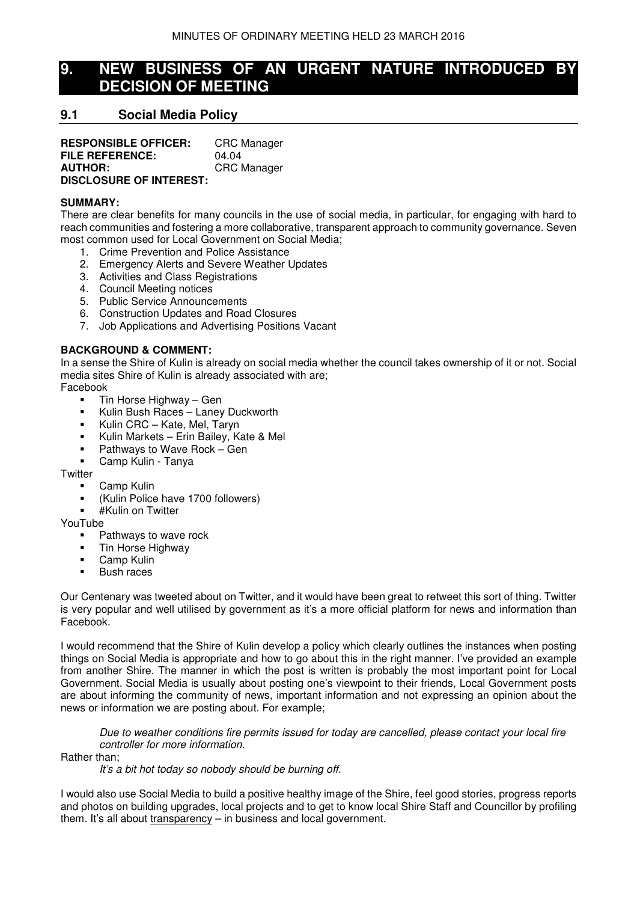# 9. NEW BUSINESS OF AN URGENT NATURE INTRODUCED BY DECISION OF MEETING

## 9.1 Social Media Policy

**RESPONSIBLE OFFICER:** CRC Manager
**FILE REFERENCE:** 04.04
**AUTHOR:** CRC Manager
**DISCLOSURE OF INTEREST:**

**SUMMARY:**
There are clear benefits for many councils in the use of social media, in particular, for engaging with hard to reach communities and fostering a more collaborative, transparent approach to community governance. Seven most common used for Local Government on Social Media;

1. Crime Prevention and Police Assistance
2. Emergency Alerts and Severe Weather Updates
3. Activities and Class Registrations
4. Council Meeting notices
5. Public Service Announcements
6. Construction Updates and Road Closures
7. Job Applications and Advertising Positions Vacant

**BACKGROUND & COMMENT:**
In a sense the Shire of Kulin is already on social media whether the council takes ownership of it or not. Social media sites Shire of Kulin is already associated with are;

Facebook

- Tin Horse Highway – Gen
- Kulin Bush Races – Laney Duckworth
- Kulin CRC – Kate, Mel, Taryn
- Kulin Markets – Erin Bailey, Kate & Mel
- Pathways to Wave Rock – Gen
- Camp Kulin - Tanya

Twitter

- Camp Kulin
- (Kulin Police have 1700 followers)
- #Kulin on Twitter

YouTube

- Pathways to wave rock
- Tin Horse Highway
- Camp Kulin
- Bush races

Our Centenary was tweeted about on Twitter, and it would have been great to retweet this sort of thing. Twitter is very popular and well utilised by government as it's a more official platform for news and information than Facebook.

I would recommend that the Shire of Kulin develop a policy which clearly outlines the instances when posting things on Social Media is appropriate and how to go about this in the right manner. I've provided an example from another Shire. The manner in which the post is written is probably the most important point for Local Government. Social Media is usually about posting one's viewpoint to their friends, Local Government posts are about informing the community of news, important information and not expressing an opinion about the news or information we are posting about. For example;

> *Due to weather conditions fire permits issued for today are cancelled, please contact your local fire controller for more information.*

Rather than;

> *It's a bit hot today so nobody should be burning off.*

I would also use Social Media to build a positive healthy image of the Shire, feel good stories, progress reports and photos on building upgrades, local projects and to get to know local Shire Staff and Councillor by profiling them. It's all about <u>transparency</u> – in business and local government.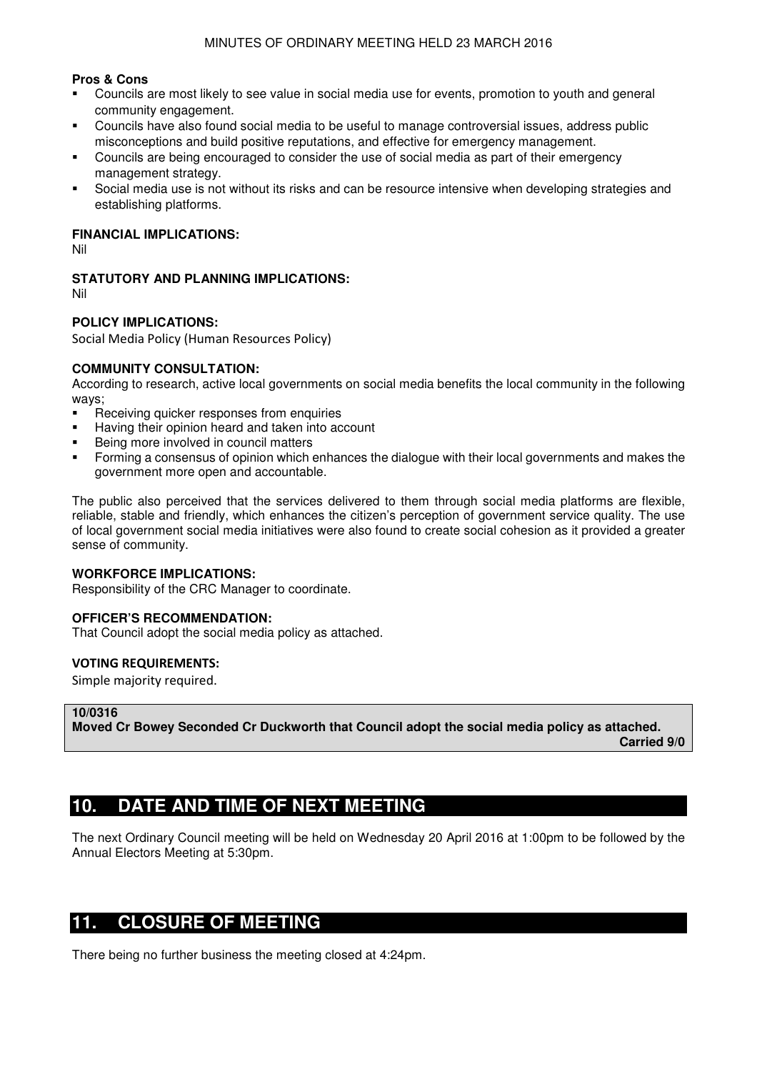**Pros & Cons**

- Councils are most likely to see value in social media use for events, promotion to youth and general community engagement.
- Councils have also found social media to be useful to manage controversial issues, address public misconceptions and build positive reputations, and effective for emergency management.
- Councils are being encouraged to consider the use of social media as part of their emergency management strategy.
- Social media use is not without its risks and can be resource intensive when developing strategies and establishing platforms.

**FINANCIAL IMPLICATIONS:**

Nil

**STATUTORY AND PLANNING IMPLICATIONS:**

Nil

**POLICY IMPLICATIONS:**

Social Media Policy (Human Resources Policy)

**COMMUNITY CONSULTATION:**

According to research, active local governments on social media benefits the local community in the following ways;

- Receiving quicker responses from enquiries
- Having their opinion heard and taken into account
- Being more involved in council matters
- Forming a consensus of opinion which enhances the dialogue with their local governments and makes the government more open and accountable.

The public also perceived that the services delivered to them through social media platforms are flexible, reliable, stable and friendly, which enhances the citizen's perception of government service quality. The use of local government social media initiatives were also found to create social cohesion as it provided a greater sense of community.

**WORKFORCE IMPLICATIONS:**

Responsibility of the CRC Manager to coordinate.

**OFFICER'S RECOMMENDATION:**

That Council adopt the social media policy as attached.

**VOTING REQUIREMENTS:**

Simple majority required.

**10/0316**

**Moved Cr Bowey Seconded Cr Duckworth that Council adopt the social media policy as attached.**

**Carried 9/0**

## 10. DATE AND TIME OF NEXT MEETING

The next Ordinary Council meeting will be held on Wednesday 20 April 2016 at 1:00pm to be followed by the Annual Electors Meeting at 5:30pm.

## 11. CLOSURE OF MEETING

There being no further business the meeting closed at 4:24pm.